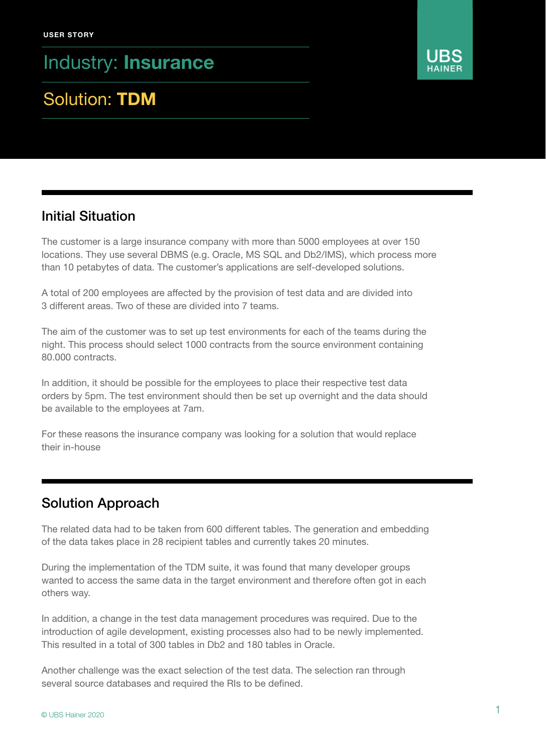USER STORY

# Industry: **Insurance**

# Solution: **TDM**

UBS HAINER

## Initial Situation

The customer is a large insurance company with more than 5000 employees at over 150 locations. They use several DBMS (e.g. Oracle, MS SQL and Db2/IMS), which process more than 10 petabytes of data. The customer's applications are self-developed solutions.

A total of 200 employees are affected by the provision of test data and are divided into 3 different areas. Two of these are divided into 7 teams.

The aim of the customer was to set up test environments for each of the teams during the night. This process should select 1000 contracts from the source environment containing 80.000 contracts.

In addition, it should be possible for the employees to place their respective test data orders by 5pm. The test environment should then be set up overnight and the data should be available to the employees at 7am.

For these reasons the insurance company was looking for a solution that would replace their in-house

## Solution Approach

The related data had to be taken from 600 different tables. The generation and embedding of the data takes place in 28 recipient tables and currently takes 20 minutes.

During the implementation of the TDM suite, it was found that many developer groups wanted to access the same data in the target environment and therefore often got in each others way.

In addition, a change in the test data management procedures was required. Due to the introduction of agile development, existing processes also had to be newly implemented. This resulted in a total of 300 tables in Db2 and 180 tables in Oracle.

Another challenge was the exact selection of the test data. The selection ran through several source databases and required the RIs to be defined.

© UBS Hainer 2020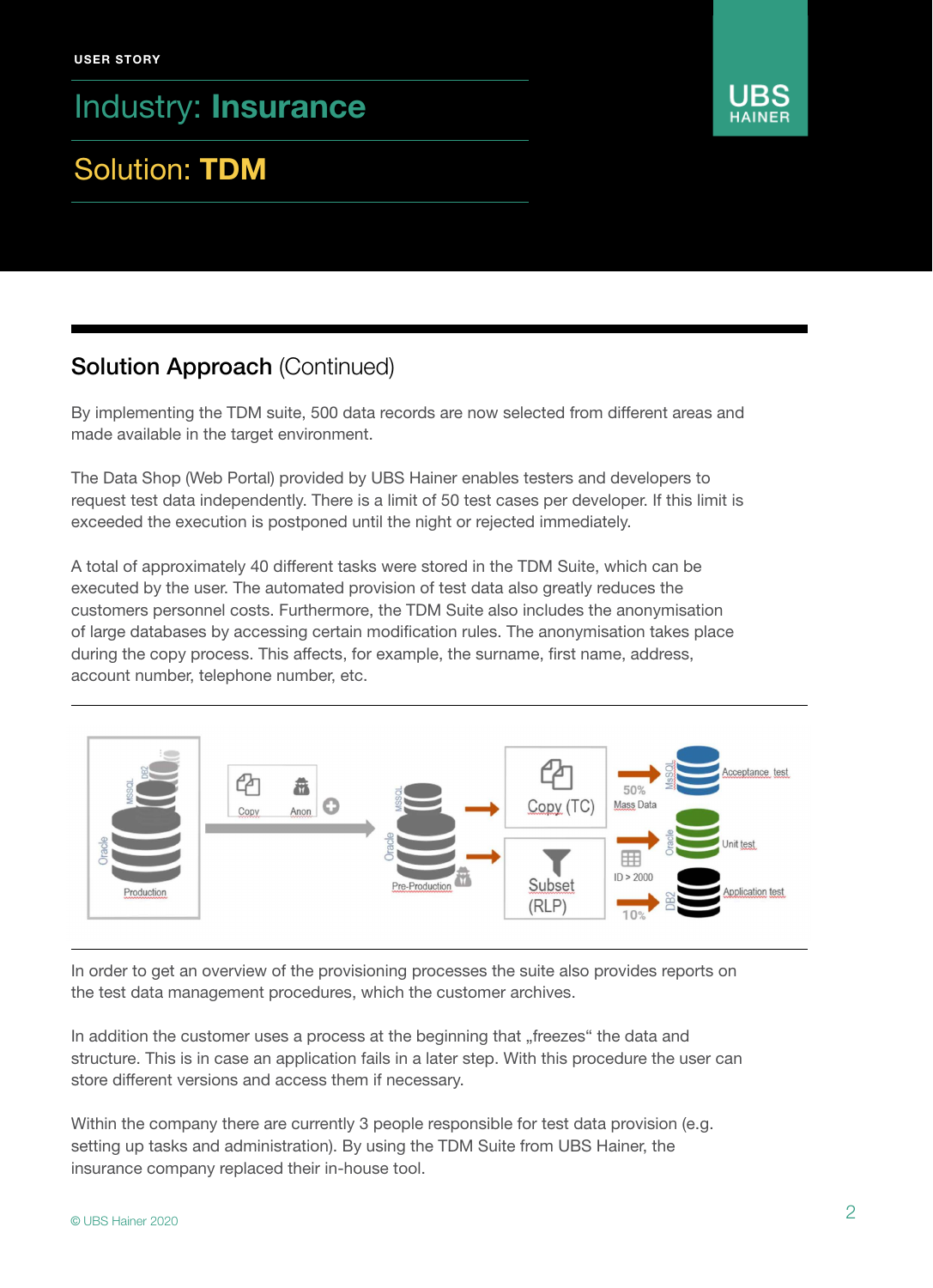USER STORY

# Industry: **Insurance**

# Solution: **TDM**

## **Solution Approach** (Continued)

By implementing the TDM suite, 500 data records are now selected from different areas and made available in the target environment.

The Data Shop (Web Portal) provided by UBS Hainer enables testers and developers to request test data independently. There is a limit of 50 test cases per developer. If this limit is exceeded the execution is postponed until the night or rejected immediately.

A total of approximately 40 different tasks were stored in the TDM Suite, which can be executed by the user. The automated provision of test data also greatly reduces the customers personnel costs. Furthermore, the TDM Suite also includes the anonymisation of large databases by accessing certain modification rules. The anonymisation takes place during the copy process. This affects, for example, the surname, first name, address, account number, telephone number, etc.

In order to get an overview of the provisioning processes the suite also provides reports on the test data management procedures, which the customer archives.

In addition the customer uses a process at the beginning that „freezes" the data and structure. This is in case an application fails in a later step. With this procedure the user can store different versions and access them if necessary.

Within the company there are currently 3 people responsible for test data provision (e.g. setting up tasks and administration). By using the TDM Suite from UBS Hainer, the insurance company replaced their in-house tool.

© UBS Hainer 2020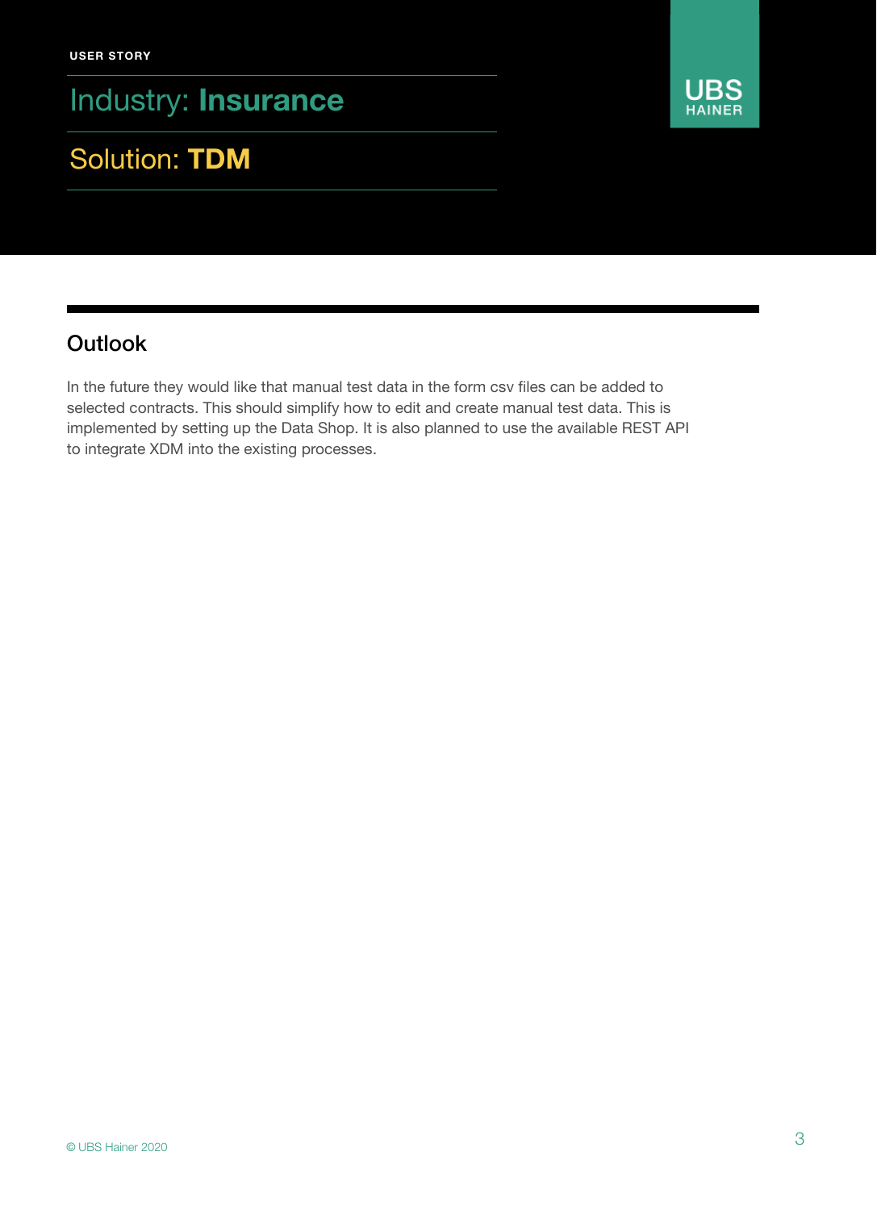USER STORY

# Industry: **Insurance**

## Solution: **TDM**

UBS HAINER

## Outlook

In the future they would like that manual test data in the form csv files can be added to selected contracts. This should simplify how to edit and create manual test data. This is implemented by setting up the Data Shop. It is also planned to use the available REST API to integrate XDM into the existing processes.

© UBS Hainer 2020